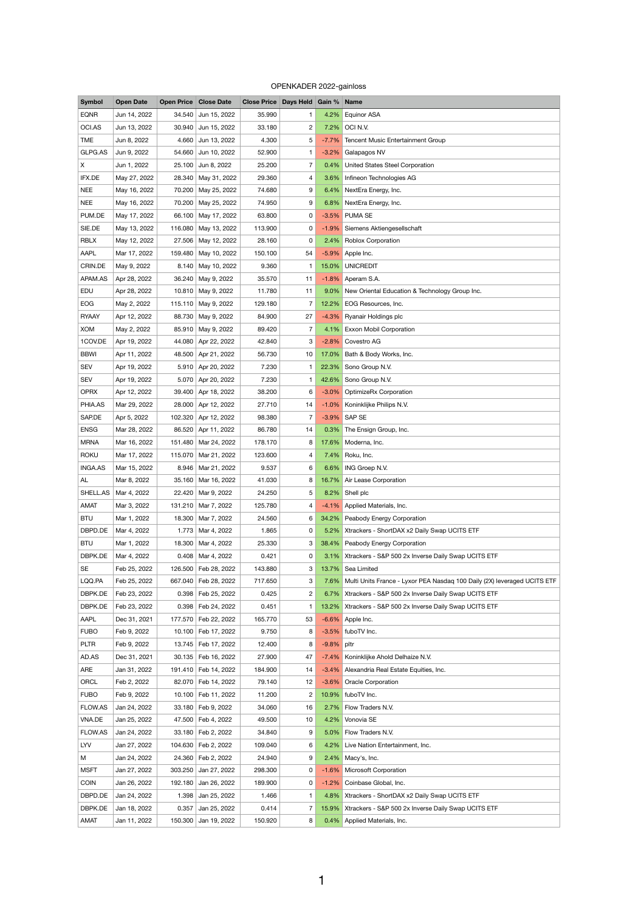OPENKADER 2022-gainloss

| Symbol | Open Date | Open Price | Close Date | Close Price | Days Held | Gain % | Name |
|---|---|---|---|---|---|---|---|
| EQNR | Jun 14, 2022 | 34.540 | Jun 15, 2022 | 35.990 | 1 | 4.2% | Equinor ASA |
| OCI.AS | Jun 13, 2022 | 30.940 | Jun 15, 2022 | 33.180 | 2 | 7.2% | OCI N.V. |
| TME | Jun 8, 2022 | 4.660 | Jun 13, 2022 | 4.300 | 5 | -7.7% | Tencent Music Entertainment Group |
| GLPG.AS | Jun 9, 2022 | 54.660 | Jun 10, 2022 | 52.900 | 1 | -3.2% | Galapagos NV |
| X | Jun 1, 2022 | 25.100 | Jun 8, 2022 | 25.200 | 7 | 0.4% | United States Steel Corporation |
| IFX.DE | May 27, 2022 | 28.340 | May 31, 2022 | 29.360 | 4 | 3.6% | Infineon Technologies AG |
| NEE | May 16, 2022 | 70.200 | May 25, 2022 | 74.680 | 9 | 6.4% | NextEra Energy, Inc. |
| NEE | May 16, 2022 | 70.200 | May 25, 2022 | 74.950 | 9 | 6.8% | NextEra Energy, Inc. |
| PUM.DE | May 17, 2022 | 66.100 | May 17, 2022 | 63.800 | 0 | -3.5% | PUMA SE |
| SIE.DE | May 13, 2022 | 116.080 | May 13, 2022 | 113.900 | 0 | -1.9% | Siemens Aktiengesellschaft |
| RBLX | May 12, 2022 | 27.506 | May 12, 2022 | 28.160 | 0 | 2.4% | Roblox Corporation |
| AAPL | Mar 17, 2022 | 159.480 | May 10, 2022 | 150.100 | 54 | -5.9% | Apple Inc. |
| CRIN.DE | May 9, 2022 | 8.140 | May 10, 2022 | 9.360 | 1 | 15.0% | UNICREDIT |
| APAM.AS | Apr 28, 2022 | 36.240 | May 9, 2022 | 35.570 | 11 | -1.8% | Aperam S.A. |
| EDU | Apr 28, 2022 | 10.810 | May 9, 2022 | 11.780 | 11 | 9.0% | New Oriental Education & Technology Group Inc. |
| EOG | May 2, 2022 | 115.110 | May 9, 2022 | 129.180 | 7 | 12.2% | EOG Resources, Inc. |
| RYAAY | Apr 12, 2022 | 88.730 | May 9, 2022 | 84.900 | 27 | -4.3% | Ryanair Holdings plc |
| XOM | May 2, 2022 | 85.910 | May 9, 2022 | 89.420 | 7 | 4.1% | Exxon Mobil Corporation |
| 1COV.DE | Apr 19, 2022 | 44.080 | Apr 22, 2022 | 42.840 | 3 | -2.8% | Covestro AG |
| BBWI | Apr 11, 2022 | 48.500 | Apr 21, 2022 | 56.730 | 10 | 17.0% | Bath & Body Works, Inc. |
| SEV | Apr 19, 2022 | 5.910 | Apr 20, 2022 | 7.230 | 1 | 22.3% | Sono Group N.V. |
| SEV | Apr 19, 2022 | 5.070 | Apr 20, 2022 | 7.230 | 1 | 42.6% | Sono Group N.V. |
| OPRX | Apr 12, 2022 | 39.400 | Apr 18, 2022 | 38.200 | 6 | -3.0% | OptimizeRx Corporation |
| PHIA.AS | Mar 29, 2022 | 28.000 | Apr 12, 2022 | 27.710 | 14 | -1.0% | Koninklijke Philips N.V. |
| SAP.DE | Apr 5, 2022 | 102.320 | Apr 12, 2022 | 98.380 | 7 | -3.9% | SAP SE |
| ENSG | Mar 28, 2022 | 86.520 | Apr 11, 2022 | 86.780 | 14 | 0.3% | The Ensign Group, Inc. |
| MRNA | Mar 16, 2022 | 151.480 | Mar 24, 2022 | 178.170 | 8 | 17.6% | Moderna, Inc. |
| ROKU | Mar 17, 2022 | 115.070 | Mar 21, 2022 | 123.600 | 4 | 7.4% | Roku, Inc. |
| INGA.AS | Mar 15, 2022 | 8.946 | Mar 21, 2022 | 9.537 | 6 | 6.6% | ING Groep N.V. |
| AL | Mar 8, 2022 | 35.160 | Mar 16, 2022 | 41.030 | 8 | 16.7% | Air Lease Corporation |
| SHELL.AS | Mar 4, 2022 | 22.420 | Mar 9, 2022 | 24.250 | 5 | 8.2% | Shell plc |
| AMAT | Mar 3, 2022 | 131.210 | Mar 7, 2022 | 125.780 | 4 | -4.1% | Applied Materials, Inc. |
| BTU | Mar 1, 2022 | 18.300 | Mar 7, 2022 | 24.560 | 6 | 34.2% | Peabody Energy Corporation |
| DBPD.DE | Mar 4, 2022 | 1.773 | Mar 4, 2022 | 1.865 | 0 | 5.2% | Xtrackers - ShortDAX x2 Daily Swap UCITS ETF |
| BTU | Mar 1, 2022 | 18.300 | Mar 4, 2022 | 25.330 | 3 | 38.4% | Peabody Energy Corporation |
| DBPK.DE | Mar 4, 2022 | 0.408 | Mar 4, 2022 | 0.421 | 0 | 3.1% | Xtrackers - S&P 500 2x Inverse Daily Swap UCITS ETF |
| SE | Feb 25, 2022 | 126.500 | Feb 28, 2022 | 143.880 | 3 | 13.7% | Sea Limited |
| LQQ.PA | Feb 25, 2022 | 667.040 | Feb 28, 2022 | 717.650 | 3 | 7.6% | Multi Units France - Lyxor PEA Nasdaq 100 Daily (2X) leveraged UCITS ETF |
| DBPK.DE | Feb 23, 2022 | 0.398 | Feb 25, 2022 | 0.425 | 2 | 6.7% | Xtrackers - S&P 500 2x Inverse Daily Swap UCITS ETF |
| DBPK.DE | Feb 23, 2022 | 0.398 | Feb 24, 2022 | 0.451 | 1 | 13.2% | Xtrackers - S&P 500 2x Inverse Daily Swap UCITS ETF |
| AAPL | Dec 31, 2021 | 177.570 | Feb 22, 2022 | 165.770 | 53 | -6.6% | Apple Inc. |
| FUBO | Feb 9, 2022 | 10.100 | Feb 17, 2022 | 9.750 | 8 | -3.5% | fuboTV Inc. |
| PLTR | Feb 9, 2022 | 13.745 | Feb 17, 2022 | 12.400 | 8 | -9.8% | pltr |
| AD.AS | Dec 31, 2021 | 30.135 | Feb 16, 2022 | 27.900 | 47 | -7.4% | Koninklijke Ahold Delhaize N.V. |
| ARE | Jan 31, 2022 | 191.410 | Feb 14, 2022 | 184.900 | 14 | -3.4% | Alexandria Real Estate Equities, Inc. |
| ORCL | Feb 2, 2022 | 82.070 | Feb 14, 2022 | 79.140 | 12 | -3.6% | Oracle Corporation |
| FUBO | Feb 9, 2022 | 10.100 | Feb 11, 2022 | 11.200 | 2 | 10.9% | fuboTV Inc. |
| FLOW.AS | Jan 24, 2022 | 33.180 | Feb 9, 2022 | 34.060 | 16 | 2.7% | Flow Traders N.V. |
| VNA.DE | Jan 25, 2022 | 47.500 | Feb 4, 2022 | 49.500 | 10 | 4.2% | Vonovia SE |
| FLOW.AS | Jan 24, 2022 | 33.180 | Feb 2, 2022 | 34.840 | 9 | 5.0% | Flow Traders N.V. |
| LYV | Jan 27, 2022 | 104.630 | Feb 2, 2022 | 109.040 | 6 | 4.2% | Live Nation Entertainment, Inc. |
| M | Jan 24, 2022 | 24.360 | Feb 2, 2022 | 24.940 | 9 | 2.4% | Macy's, Inc. |
| MSFT | Jan 27, 2022 | 303.250 | Jan 27, 2022 | 298.300 | 0 | -1.6% | Microsoft Corporation |
| COIN | Jan 26, 2022 | 192.180 | Jan 26, 2022 | 189.900 | 0 | -1.2% | Coinbase Global, Inc. |
| DBPD.DE | Jan 24, 2022 | 1.398 | Jan 25, 2022 | 1.466 | 1 | 4.8% | Xtrackers - ShortDAX x2 Daily Swap UCITS ETF |
| DBPK.DE | Jan 18, 2022 | 0.357 | Jan 25, 2022 | 0.414 | 7 | 15.9% | Xtrackers - S&P 500 2x Inverse Daily Swap UCITS ETF |
| AMAT | Jan 11, 2022 | 150.300 | Jan 19, 2022 | 150.920 | 8 | 0.4% | Applied Materials, Inc. |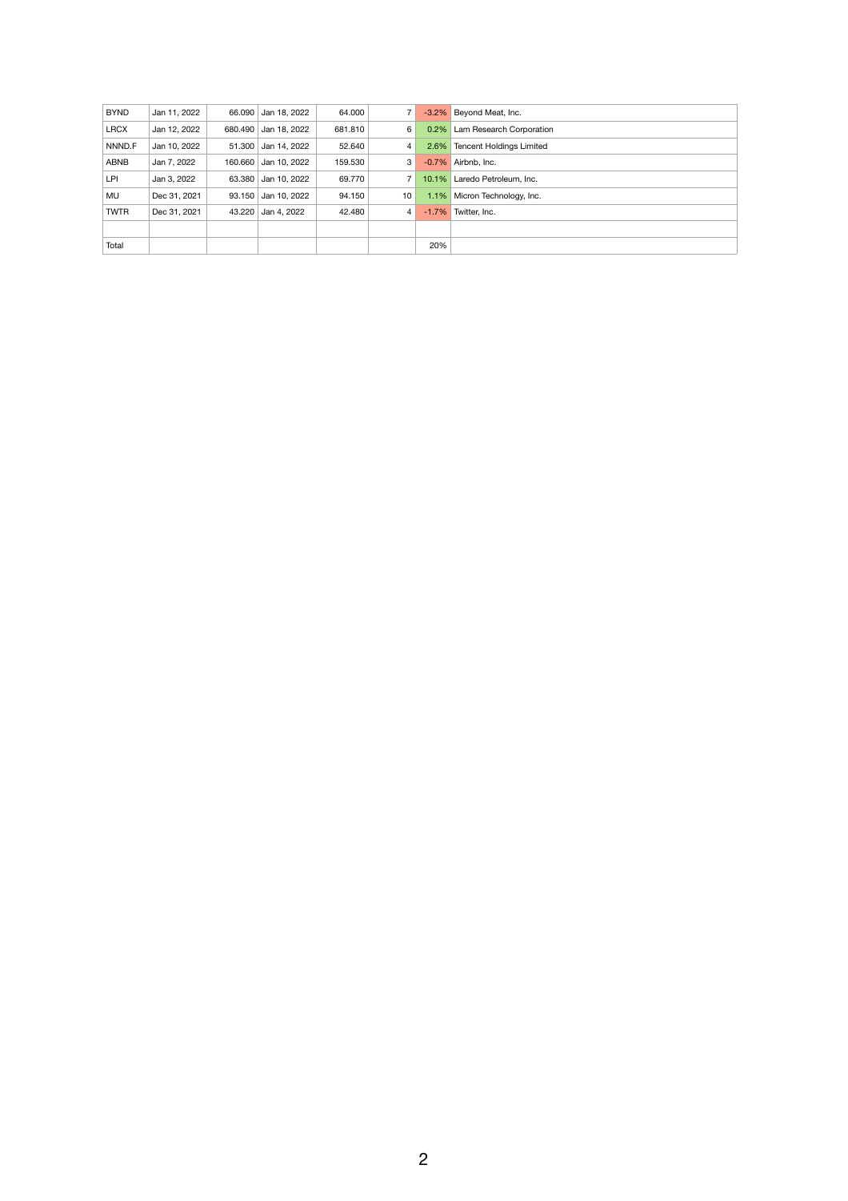| | | | | | | | |
|---|---|---|---|---|---|---|---|
| BYND | Jan 11, 2022 | 66.090 | Jan 18, 2022 | 64.000 | 7 | -3.2% | Beyond Meat, Inc. |
| LRCX | Jan 12, 2022 | 680.490 | Jan 18, 2022 | 681.810 | 6 | 0.2% | Lam Research Corporation |
| NNND.F | Jan 10, 2022 | 51.300 | Jan 14, 2022 | 52.640 | 4 | 2.6% | Tencent Holdings Limited |
| ABNB | Jan 7, 2022 | 160.660 | Jan 10, 2022 | 159.530 | 3 | -0.7% | Airbnb, Inc. |
| LPI | Jan 3, 2022 | 63.380 | Jan 10, 2022 | 69.770 | 7 | 10.1% | Laredo Petroleum, Inc. |
| MU | Dec 31, 2021 | 93.150 | Jan 10, 2022 | 94.150 | 10 | 1.1% | Micron Technology, Inc. |
| TWTR | Dec 31, 2021 | 43.220 | Jan 4, 2022 | 42.480 | 4 | -1.7% | Twitter, Inc. |
| | | | | | | | |
| Total | | | | | | 20% | |